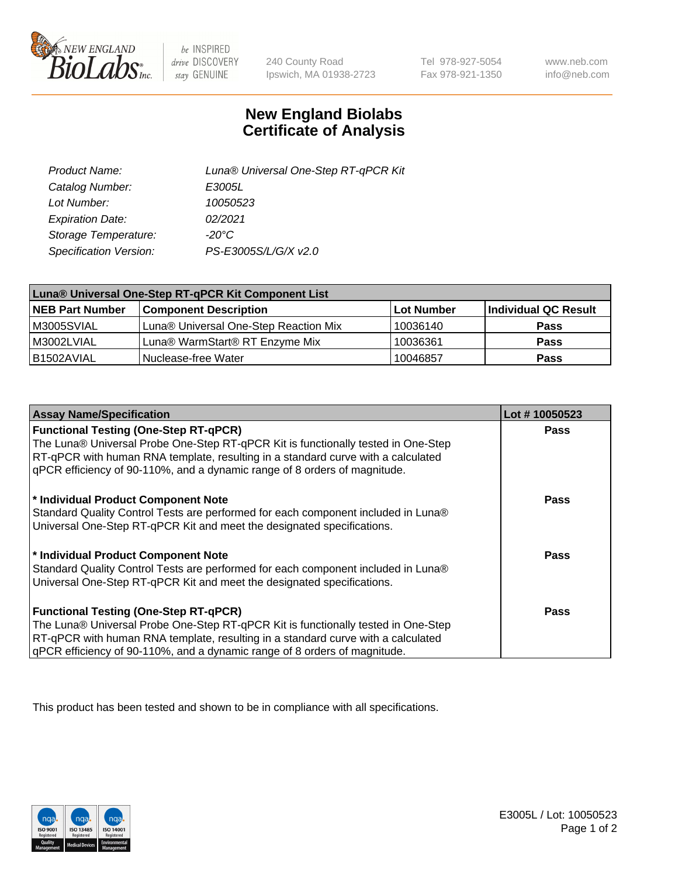# New England Biolabs Certificate of Analysis

| | |
|---|---|
| *Product Name:* | *Luna® Universal One-Step RT-qPCR Kit* |
| *Catalog Number:* | *E3005L* |
| *Lot Number:* | *10050523* |
| *Expiration Date:* | *02/2021* |
| *Storage Temperature:* | *-20°C* |
| *Specification Version:* | *PS-E3005S/L/G/X v2.0* |

| **Luna® Universal One-Step RT-qPCR Kit Component List** | | | |
|---|---|---|---|
| **NEB Part Number** | **Component Description** | **Lot Number** | **Individual QC Result** |
| M3005SVIAL | Luna® Universal One-Step Reaction Mix | 10036140 | **Pass** |
| M3002LVIAL | Luna® WarmStart® RT Enzyme Mix | 10036361 | **Pass** |
| B1502AVIAL | Nuclease-free Water | 10046857 | **Pass** |

| **Assay Name/Specification** | **Lot # 10050523** |
|---|---|
| **Functional Testing (One-Step RT-qPCR)**<br>The Luna® Universal Probe One-Step RT-qPCR Kit is functionally tested in One-Step RT-qPCR with human RNA template, resulting in a standard curve with a calculated qPCR efficiency of 90-110%, and a dynamic range of 8 orders of magnitude. | **Pass** |
| **\* Individual Product Component Note**<br>Standard Quality Control Tests are performed for each component included in Luna® Universal One-Step RT-qPCR Kit and meet the designated specifications. | **Pass** |
| **\* Individual Product Component Note**<br>Standard Quality Control Tests are performed for each component included in Luna® Universal One-Step RT-qPCR Kit and meet the designated specifications. | **Pass** |
| **Functional Testing (One-Step RT-qPCR)**<br>The Luna® Universal Probe One-Step RT-qPCR Kit is functionally tested in One-Step RT-qPCR with human RNA template, resulting in a standard curve with a calculated qPCR efficiency of 90-110%, and a dynamic range of 8 orders of magnitude. | **Pass** |

This product has been tested and shown to be in compliance with all specifications.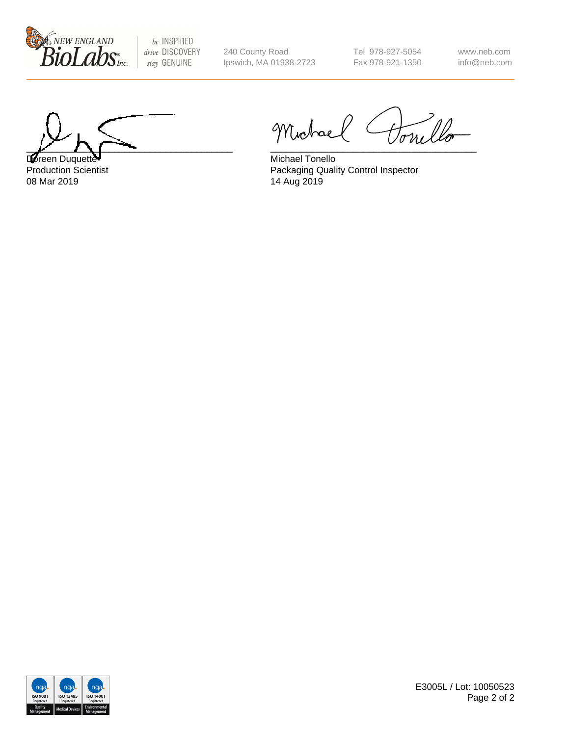Doreen Duquette
Production Scientist
08 Mar 2019

Michael Tonello
Packaging Quality Control Inspector
14 Aug 2019

E3005L / Lot: 10050523